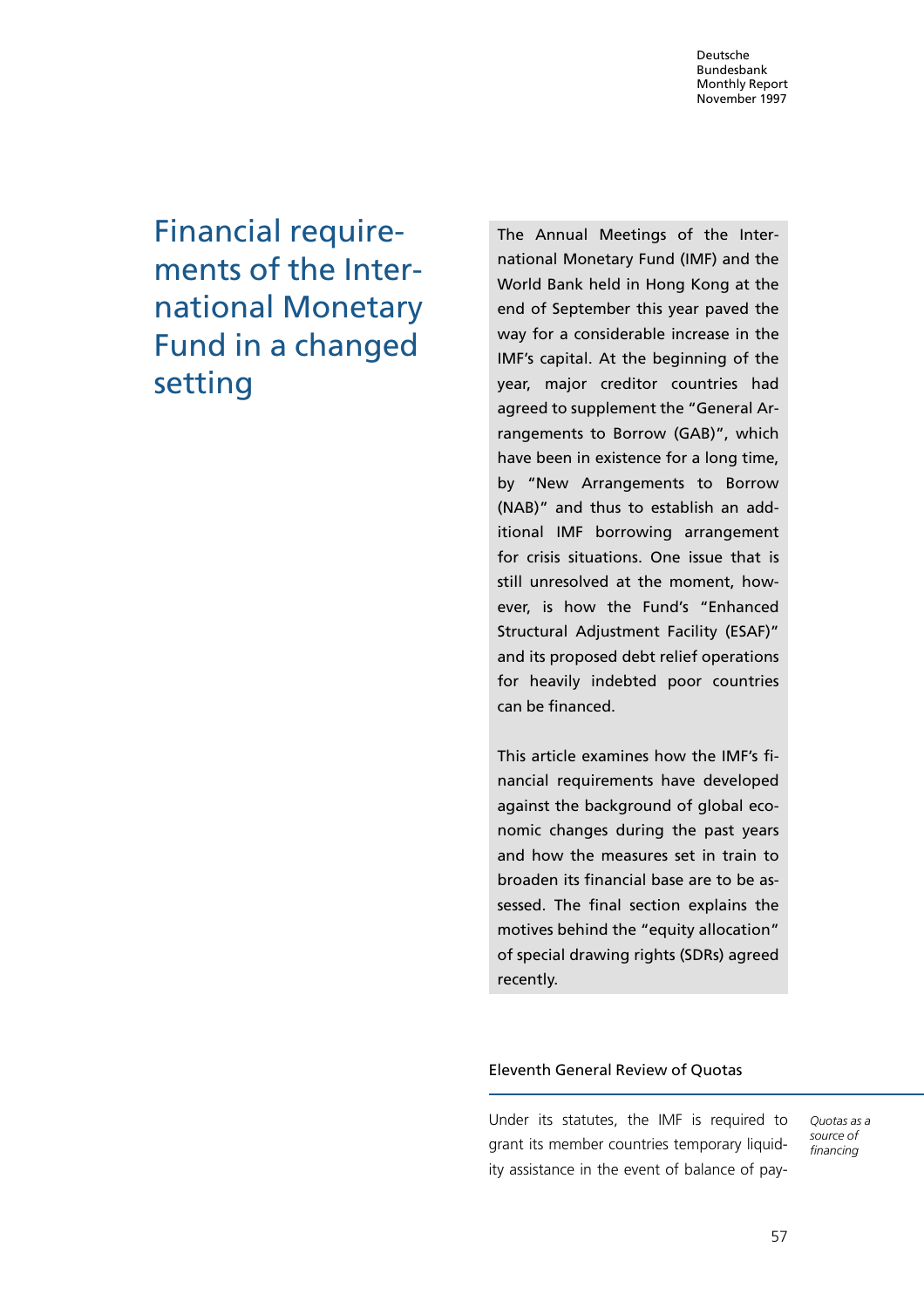# Financial requirements of the International Monetary Fund in a changed setting

The Annual Meetings of the International Monetary Fund (IMF) and the World Bank held in Hong Kong at the end of September this year paved the way for a considerable increase in the IMF's capital. At the beginning of the year, major creditor countries had agreed to supplement the "General Arrangements to Borrow (GAB)", which have been in existence for a long time, by "New Arrangements to Borrow (NAB)" and thus to establish an additional IMF borrowing arrangement for crisis situations. One issue that is still unresolved at the moment, however, is how the Fund's "Enhanced Structural Adjustment Facility (ESAF)" and its proposed debt relief operations for heavily indebted poor countries can be financed.

This article examines how the IMF's financial requirements have developed against the background of global economic changes during the past years and how the measures set in train to broaden its financial base are to be assessed. The final section explains the motives behind the "equity allocation" of special drawing rights (SDRs) agreed recently.

## Eleventh General Review of Quotas

*Quotas as a source of financing*

Under its statutes, the IMF is required to grant its member countries temporary liquidity assistance in the event of balance of pay-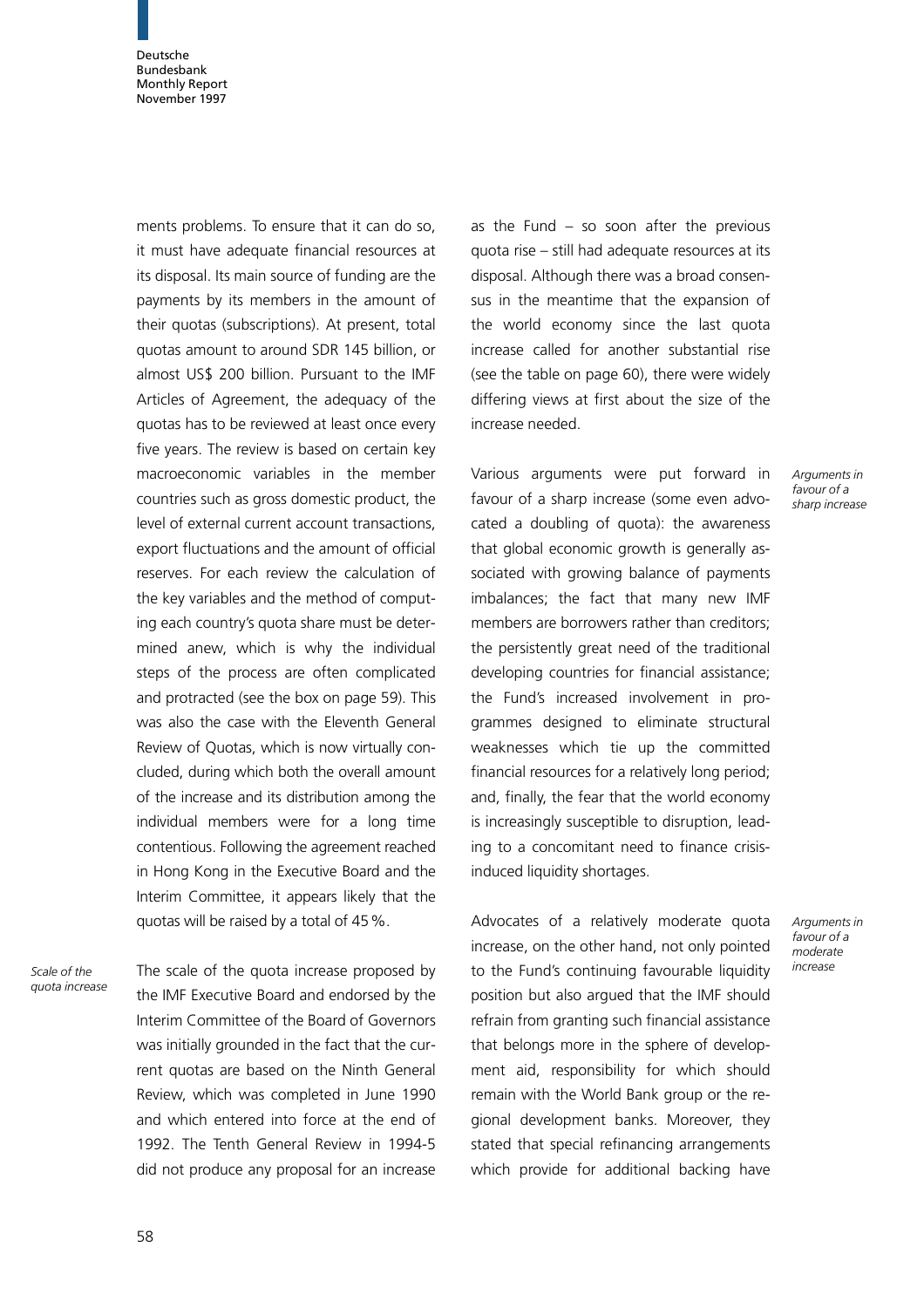ments problems. To ensure that it can do so, it must have adequate financial resources at its disposal. Its main source of funding are the payments by its members in the amount of their quotas (subscriptions). At present, total quotas amount to around SDR 145 billion, or almost US$ 200 billion. Pursuant to the IMF Articles of Agreement, the adequacy of the quotas has to be reviewed at least once every five years. The review is based on certain key macroeconomic variables in the member countries such as gross domestic product, the level of external current account transactions, export fluctuations and the amount of official reserves. For each review the calculation of the key variables and the method of computing each country's quota share must be determined anew, which is why the individual steps of the process are often complicated and protracted (see the box on page 59). This was also the case with the Eleventh General Review of Quotas, which is now virtually concluded, during which both the overall amount of the increase and its distribution among the individual members were for a long time contentious. Following the agreement reached in Hong Kong in the Executive Board and the Interim Committee, it appears likely that the quotas will be raised by a total of 45 %.

*Scale of the quota increase*

The scale of the quota increase proposed by the IMF Executive Board and endorsed by the Interim Committee of the Board of Governors was initially grounded in the fact that the current quotas are based on the Ninth General Review, which was completed in June 1990 and which entered into force at the end of 1992. The Tenth General Review in 1994-5 did not produce any proposal for an increase as the Fund – so soon after the previous quota rise – still had adequate resources at its disposal. Although there was a broad consensus in the meantime that the expansion of the world economy since the last quota increase called for another substantial rise (see the table on page 60), there were widely differing views at first about the size of the increase needed.

*Arguments in favour of a sharp increase*

Various arguments were put forward in favour of a sharp increase (some even advocated a doubling of quota): the awareness that global economic growth is generally associated with growing balance of payments imbalances; the fact that many new IMF members are borrowers rather than creditors; the persistently great need of the traditional developing countries for financial assistance; the Fund's increased involvement in programmes designed to eliminate structural weaknesses which tie up the committed financial resources for a relatively long period; and, finally, the fear that the world economy is increasingly susceptible to disruption, leading to a concomitant need to finance crisis-induced liquidity shortages.

*Arguments in favour of a moderate increase*

Advocates of a relatively moderate quota increase, on the other hand, not only pointed to the Fund's continuing favourable liquidity position but also argued that the IMF should refrain from granting such financial assistance that belongs more in the sphere of development aid, responsibility for which should remain with the World Bank group or the regional development banks. Moreover, they stated that special refinancing arrangements which provide for additional backing have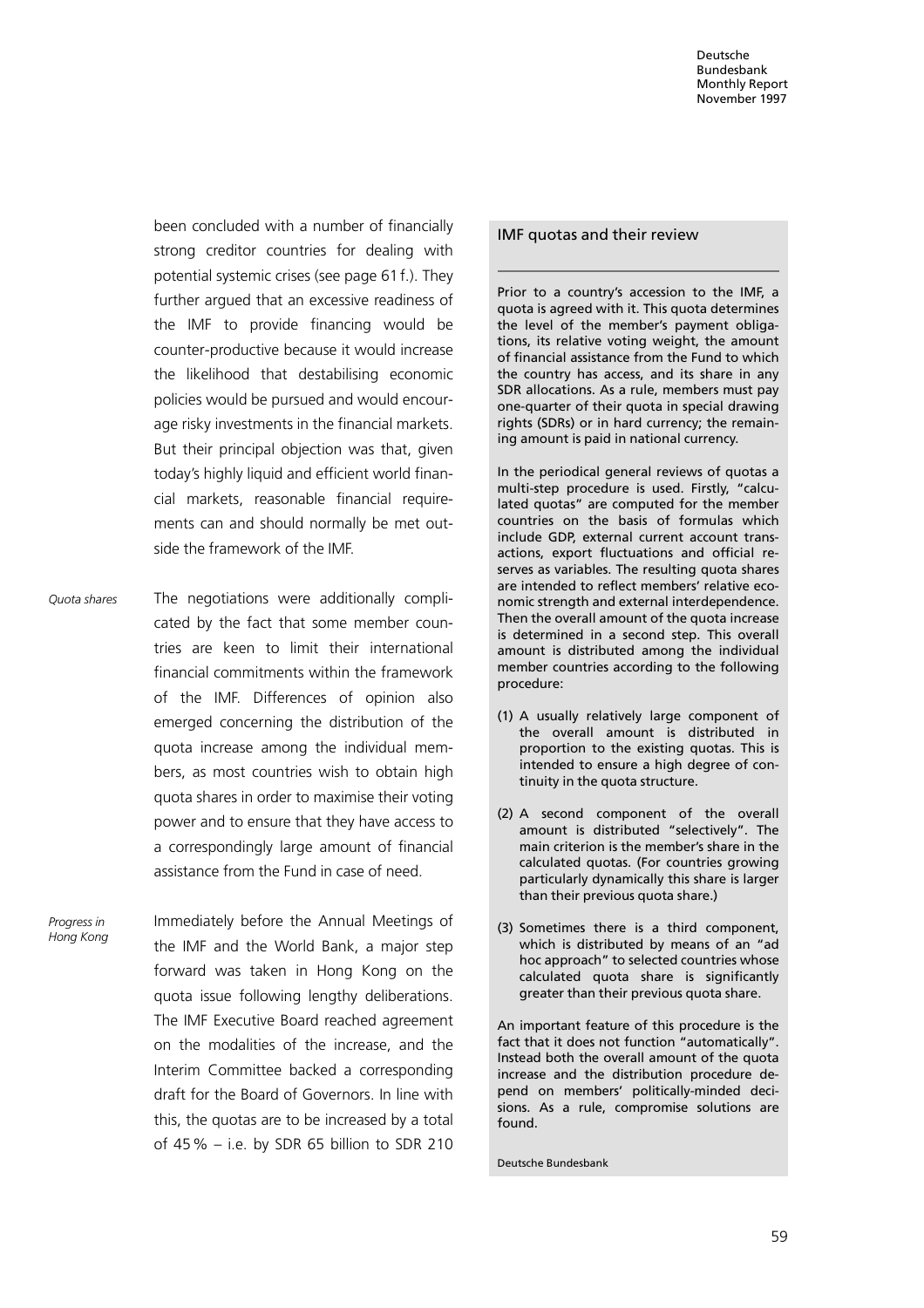been concluded with a number of financially strong creditor countries for dealing with potential systemic crises (see page 61 f.). They further argued that an excessive readiness of the IMF to provide financing would be counter-productive because it would increase the likelihood that destabilising economic policies would be pursued and would encourage risky investments in the financial markets. But their principal objection was that, given today's highly liquid and efficient world financial markets, reasonable financial requirements can and should normally be met outside the framework of the IMF.

*Quota shares*

The negotiations were additionally complicated by the fact that some member countries are keen to limit their international financial commitments within the framework of the IMF. Differences of opinion also emerged concerning the distribution of the quota increase among the individual members, as most countries wish to obtain high quota shares in order to maximise their voting power and to ensure that they have access to a correspondingly large amount of financial assistance from the Fund in case of need.

*Progress in Hong Kong*

Immediately before the Annual Meetings of the IMF and the World Bank, a major step forward was taken in Hong Kong on the quota issue following lengthy deliberations. The IMF Executive Board reached agreement on the modalities of the increase, and the Interim Committee backed a corresponding draft for the Board of Governors. In line with this, the quotas are to be increased by a total of 45 % – i.e. by SDR 65 billion to SDR 210

## IMF quotas and their review

Prior to a country's accession to the IMF, a quota is agreed with it. This quota determines the level of the member's payment obligations, its relative voting weight, the amount of financial assistance from the Fund to which the country has access, and its share in any SDR allocations. As a rule, members must pay one-quarter of their quota in special drawing rights (SDRs) or in hard currency; the remaining amount is paid in national currency.

In the periodical general reviews of quotas a multi-step procedure is used. Firstly, "calculated quotas" are computed for the member countries on the basis of formulas which include GDP, external current account transactions, export fluctuations and official reserves as variables. The resulting quota shares are intended to reflect members' relative economic strength and external interdependence. Then the overall amount of the quota increase is determined in a second step. This overall amount is distributed among the individual member countries according to the following procedure:

(1) A usually relatively large component of the overall amount is distributed in proportion to the existing quotas. This is intended to ensure a high degree of continuity in the quota structure.

(2) A second component of the overall amount is distributed "selectively". The main criterion is the member's share in the calculated quotas. (For countries growing particularly dynamically this share is larger than their previous quota share.)

(3) Sometimes there is a third component, which is distributed by means of an "ad hoc approach" to selected countries whose calculated quota share is significantly greater than their previous quota share.

An important feature of this procedure is the fact that it does not function "automatically". Instead both the overall amount of the quota increase and the distribution procedure depend on members' politically-minded decisions. As a rule, compromise solutions are found.

Deutsche Bundesbank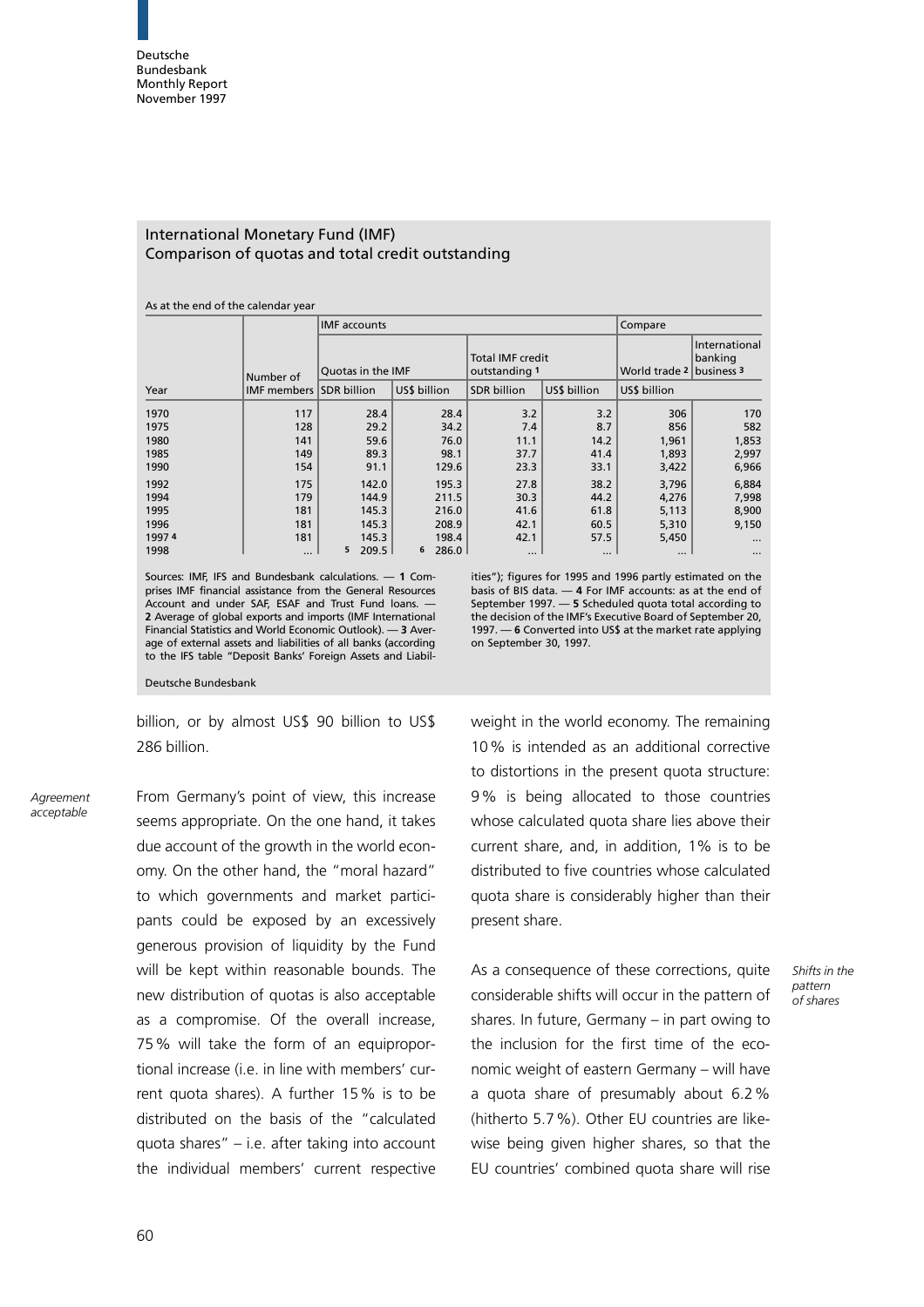## International Monetary Fund (IMF)
## Comparison of quotas and total credit outstanding

As at the end of the calendar year

| Year | Number of IMF members | IMF accounts | | | | Compare | |
|---|---|---|---|---|---|---|---|
| | | Quotas in the IMF | | Total IMF credit outstanding 1 | | World trade 2 | International banking business 3 |
| | | SDR billion | US$ billion | SDR billion | US$ billion | US$ billion | |
| 1970 | 117 | 28.4 | 28.4 | 3.2 | 3.2 | 306 | 170 |
| 1975 | 128 | 29.2 | 34.2 | 7.4 | 8.7 | 856 | 582 |
| 1980 | 141 | 59.6 | 76.0 | 11.1 | 14.2 | 1,961 | 1,853 |
| 1985 | 149 | 89.3 | 98.1 | 37.7 | 41.4 | 1,893 | 2,997 |
| 1990 | 154 | 91.1 | 129.6 | 23.3 | 33.1 | 3,422 | 6,966 |
| 1992 | 175 | 142.0 | 195.3 | 27.8 | 38.2 | 3,796 | 6,884 |
| 1994 | 179 | 144.9 | 211.5 | 30.3 | 44.2 | 4,276 | 7,998 |
| 1995 | 181 | 145.3 | 216.0 | 41.6 | 61.8 | 5,113 | 8,900 |
| 1996 | 181 | 145.3 | 208.9 | 42.1 | 60.5 | 5,310 | 9,150 |
| 1997 4 | 181 | 145.3 | 198.4 | 42.1 | 57.5 | 5,450 | ... |
| 1998 | ... | 5 209.5 | 6 286.0 | ... | ... | ... | ... |

Sources: IMF, IFS and Bundesbank calculations. — 1 Comprises IMF financial assistance from the General Resources Account and under SAF, ESAF and Trust Fund loans. — 2 Average of global exports and imports (IMF International Financial Statistics and World Economic Outlook). — 3 Average of external assets and liabilities of all banks (according to the IFS table "Deposit Banks' Foreign Assets and Liabilities"); figures for 1995 and 1996 partly estimated on the basis of BIS data. — 4 For IMF accounts: as at the end of September 1997. — 5 Scheduled quota total according to the decision of the IMF's Executive Board of September 20, 1997. — 6 Converted into US$ at the market rate applying on September 30, 1997.

Deutsche Bundesbank

billion, or by almost US$ 90 billion to US$ 286 billion.

*Agreement acceptable*

From Germany's point of view, this increase seems appropriate. On the one hand, it takes due account of the growth in the world economy. On the other hand, the "moral hazard" to which governments and market participants could be exposed by an excessively generous provision of liquidity by the Fund will be kept within reasonable bounds. The new distribution of quotas is also acceptable as a compromise. Of the overall increase, 75% will take the form of an equiproportional increase (i.e. in line with members' current quota shares). A further 15% is to be distributed on the basis of the "calculated quota shares" – i.e. after taking into account the individual members' current respective weight in the world economy. The remaining 10% is intended as an additional corrective to distortions in the present quota structure: 9% is being allocated to those countries whose calculated quota share lies above their current share, and, in addition, 1% is to be distributed to five countries whose calculated quota share is considerably higher than their present share.

*Shifts in the pattern of shares*

As a consequence of these corrections, quite considerable shifts will occur in the pattern of shares. In future, Germany – in part owing to the inclusion for the first time of the economic weight of eastern Germany – will have a quota share of presumably about 6.2% (hitherto 5.7%). Other EU countries are likewise being given higher shares, so that the EU countries' combined quota share will rise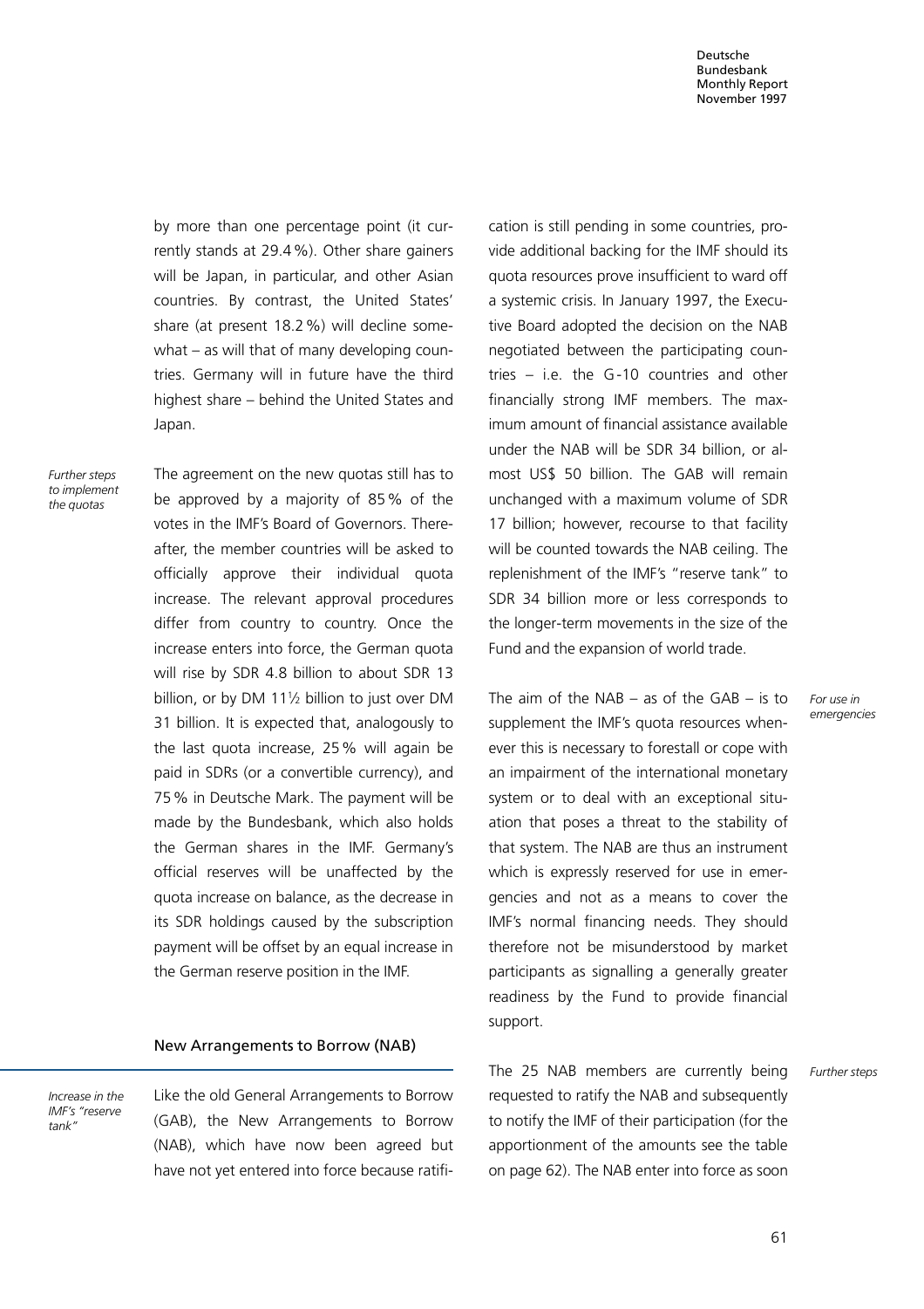by more than one percentage point (it currently stands at 29.4 %). Other share gainers will be Japan, in particular, and other Asian countries. By contrast, the United States' share (at present 18.2 %) will decline somewhat – as will that of many developing countries. Germany will in future have the third highest share – behind the United States and Japan.

*Further steps to implement the quotas*

The agreement on the new quotas still has to be approved by a majority of 85 % of the votes in the IMF's Board of Governors. Thereafter, the member countries will be asked to officially approve their individual quota increase. The relevant approval procedures differ from country to country. Once the increase enters into force, the German quota will rise by SDR 4.8 billion to about SDR 13 billion, or by DM 11½ billion to just over DM 31 billion. It is expected that, analogously to the last quota increase, 25 % will again be paid in SDRs (or a convertible currency), and 75 % in Deutsche Mark. The payment will be made by the Bundesbank, which also holds the German shares in the IMF. Germany's official reserves will be unaffected by the quota increase on balance, as the decrease in its SDR holdings caused by the subscription payment will be offset by an equal increase in the German reserve position in the IMF.

## New Arrangements to Borrow (NAB)

*Increase in the IMF's "reserve tank"*

Like the old General Arrangements to Borrow (GAB), the New Arrangements to Borrow (NAB), which have now been agreed but have not yet entered into force because ratification is still pending in some countries, provide additional backing for the IMF should its quota resources prove insufficient to ward off a systemic crisis. In January 1997, the Executive Board adopted the decision on the NAB negotiated between the participating countries – i.e. the G-10 countries and other financially strong IMF members. The maximum amount of financial assistance available under the NAB will be SDR 34 billion, or almost US$ 50 billion. The GAB will remain unchanged with a maximum volume of SDR 17 billion; however, recourse to that facility will be counted towards the NAB ceiling. The replenishment of the IMF's "reserve tank" to SDR 34 billion more or less corresponds to the longer-term movements in the size of the Fund and the expansion of world trade.

*For use in emergencies*

The aim of the NAB – as of the GAB – is to supplement the IMF's quota resources whenever this is necessary to forestall or cope with an impairment of the international monetary system or to deal with an exceptional situation that poses a threat to the stability of that system. The NAB are thus an instrument which is expressly reserved for use in emergencies and not as a means to cover the IMF's normal financing needs. They should therefore not be misunderstood by market participants as signalling a generally greater readiness by the Fund to provide financial support.

*Further steps*

The 25 NAB members are currently being requested to ratify the NAB and subsequently to notify the IMF of their participation (for the apportionment of the amounts see the table on page 62). The NAB enter into force as soon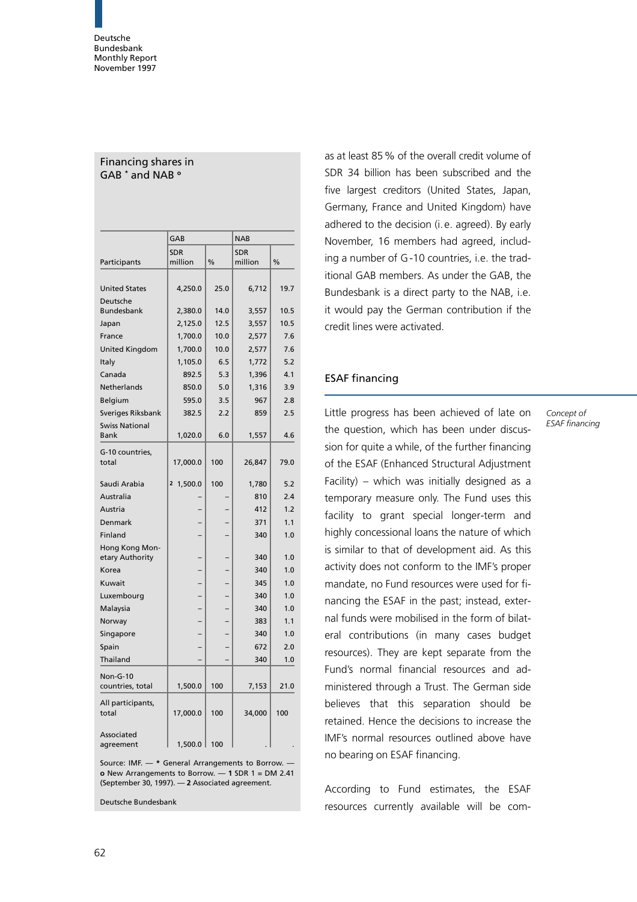### Financing shares in GAB * and NAB o

| Participants | GAB | | NAB | |
|---|---|---|---|---|
| | SDR million | % | SDR million | % |
| United States | 4,250.0 | 25.0 | 6,712 | 19.7 |
| Deutsche Bundesbank | 2,380.0 | 14.0 | 3,557 | 10.5 |
| Japan | 2,125.0 | 12.5 | 3,557 | 10.5 |
| France | 1,700.0 | 10.0 | 2,577 | 7.6 |
| United Kingdom | 1,700.0 | 10.0 | 2,577 | 7.6 |
| Italy | 1,105.0 | 6.5 | 1,772 | 5.2 |
| Canada | 892.5 | 5.3 | 1,396 | 4.1 |
| Netherlands | 850.0 | 5.0 | 1,316 | 3.9 |
| Belgium | 595.0 | 3.5 | 967 | 2.8 |
| Sveriges Riksbank | 382.5 | 2.2 | 859 | 2.5 |
| Swiss National Bank | 1,020.0 | 6.0 | 1,557 | 4.6 |
| G-10 countries, total | 17,000.0 | 100 | 26,847 | 79.0 |
| Saudi Arabia | 2 1,500.0 | 100 | 1,780 | 5.2 |
| Australia | – | – | 810 | 2.4 |
| Austria | – | – | 412 | 1.2 |
| Denmark | – | – | 371 | 1.1 |
| Finland | – | – | 340 | 1.0 |
| Hong Kong Monetary Authority | – | – | 340 | 1.0 |
| Korea | – | – | 340 | 1.0 |
| Kuwait | – | – | 345 | 1.0 |
| Luxembourg | – | – | 340 | 1.0 |
| Malaysia | – | – | 340 | 1.0 |
| Norway | – | – | 383 | 1.1 |
| Singapore | – | – | 340 | 1.0 |
| Spain | – | – | 672 | 2.0 |
| Thailand | – | – | 340 | 1.0 |
| Non-G-10 countries, total | 1,500.0 | 100 | 7,153 | 21.0 |
| All participants, total | 17,000.0 | 100 | 34,000 | 100 |
| Associated agreement | 1,500.0 | 100 | . | . |

Source: IMF. — * General Arrangements to Borrow. — o New Arrangements to Borrow. — 1 SDR 1 = DM 2.41 (September 30, 1997). — 2 Associated agreement.

Deutsche Bundesbank

as at least 85 % of the overall credit volume of SDR 34 billion has been subscribed and the five largest creditors (United States, Japan, Germany, France and United Kingdom) have adhered to the decision (i. e. agreed). By early November, 16 members had agreed, including a number of G-10 countries, i.e. the traditional GAB members. As under the GAB, the Bundesbank is a direct party to the NAB, i.e. it would pay the German contribution if the credit lines were activated.

## ESAF financing

*Concept of ESAF financing*

Little progress has been achieved of late on the question, which has been under discussion for quite a while, of the further financing of the ESAF (Enhanced Structural Adjustment Facility) – which was initially designed as a temporary measure only. The Fund uses this facility to grant special longer-term and highly concessional loans the nature of which is similar to that of development aid. As this activity does not conform to the IMF's proper mandate, no Fund resources were used for financing the ESAF in the past; instead, external funds were mobilised in the form of bilateral contributions (in many cases budget resources). They are kept separate from the Fund's normal financial resources and administered through a Trust. The German side believes that this separation should be retained. Hence the decisions to increase the IMF's normal resources outlined above have no bearing on ESAF financing.

According to Fund estimates, the ESAF resources currently available will be com-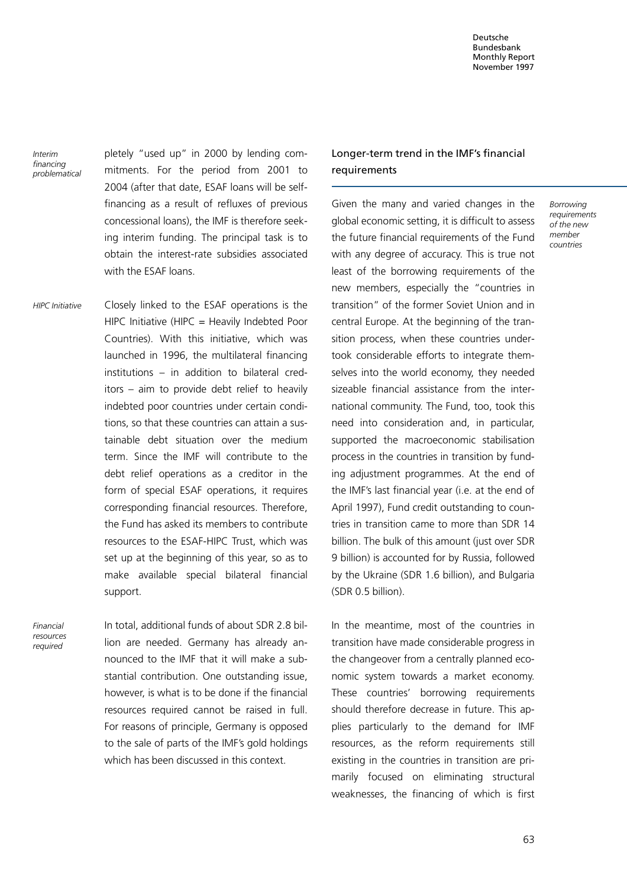*Interim financing problematical*

pletely "used up" in 2000 by lending commitments. For the period from 2001 to 2004 (after that date, ESAF loans will be self-financing as a result of refluxes of previous concessional loans), the IMF is therefore seeking interim funding. The principal task is to obtain the interest-rate subsidies associated with the ESAF loans.

*HIPC Initiative*

Closely linked to the ESAF operations is the HIPC Initiative (HIPC = Heavily Indebted Poor Countries). With this initiative, which was launched in 1996, the multilateral financing institutions – in addition to bilateral creditors – aim to provide debt relief to heavily indebted poor countries under certain conditions, so that these countries can attain a sustainable debt situation over the medium term. Since the IMF will contribute to the debt relief operations as a creditor in the form of special ESAF operations, it requires corresponding financial resources. Therefore, the Fund has asked its members to contribute resources to the ESAF-HIPC Trust, which was set up at the beginning of this year, so as to make available special bilateral financial support.

*Financial resources required*

In total, additional funds of about SDR 2.8 billion are needed. Germany has already announced to the IMF that it will make a substantial contribution. One outstanding issue, however, is what is to be done if the financial resources required cannot be raised in full. For reasons of principle, Germany is opposed to the sale of parts of the IMF's gold holdings which has been discussed in this context.

## Longer-term trend in the IMF's financial requirements

*Borrowing requirements of the new member countries*

Given the many and varied changes in the global economic setting, it is difficult to assess the future financial requirements of the Fund with any degree of accuracy. This is true not least of the borrowing requirements of the new members, especially the "countries in transition" of the former Soviet Union and in central Europe. At the beginning of the transition process, when these countries undertook considerable efforts to integrate themselves into the world economy, they needed sizeable financial assistance from the international community. The Fund, too, took this need into consideration and, in particular, supported the macroeconomic stabilisation process in the countries in transition by funding adjustment programmes. At the end of the IMF's last financial year (i.e. at the end of April 1997), Fund credit outstanding to countries in transition came to more than SDR 14 billion. The bulk of this amount (just over SDR 9 billion) is accounted for by Russia, followed by the Ukraine (SDR 1.6 billion), and Bulgaria (SDR 0.5 billion).

In the meantime, most of the countries in transition have made considerable progress in the changeover from a centrally planned economic system towards a market economy. These countries' borrowing requirements should therefore decrease in future. This applies particularly to the demand for IMF resources, as the reform requirements still existing in the countries in transition are primarily focused on eliminating structural weaknesses, the financing of which is first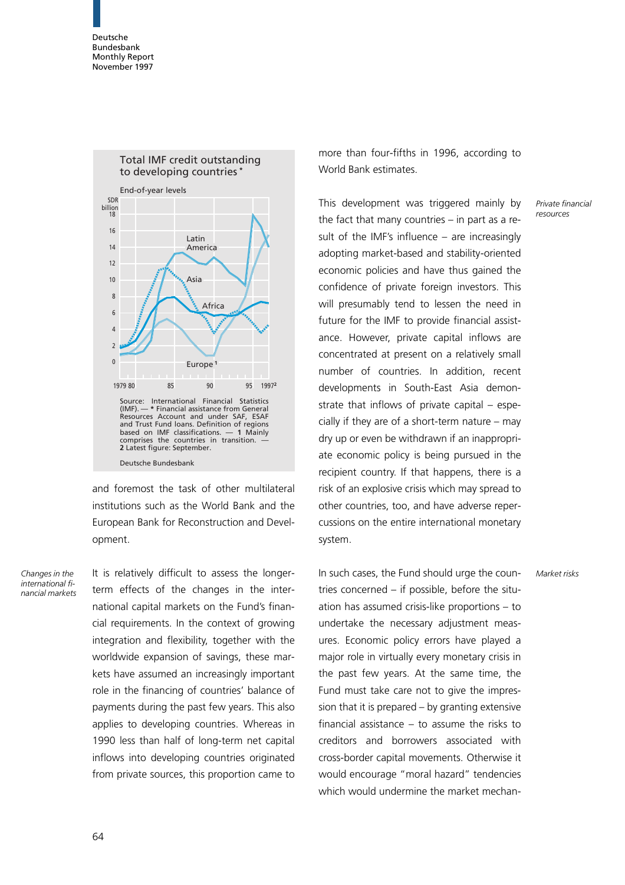**Total IMF credit outstanding to developing countries ***

End-of-year levels

Source: International Financial Statistics (IMF). — * Financial assistance from General Resources Account and under SAF, ESAF and Trust Fund loans. Definition of regions based on IMF classifications. — 1 Mainly comprises the countries in transition. — 2 Latest figure: September.

Deutsche Bundesbank

and foremost the task of other multilateral institutions such as the World Bank and the European Bank for Reconstruction and Development.

*Changes in the international financial markets*

It is relatively difficult to assess the longer-term effects of the changes in the international capital markets on the Fund's financial requirements. In the context of growing integration and flexibility, together with the worldwide expansion of savings, these markets have assumed an increasingly important role in the financing of countries' balance of payments during the past few years. This also applies to developing countries. Whereas in 1990 less than half of long-term net capital inflows into developing countries originated from private sources, this proportion came to more than four-fifths in 1996, according to World Bank estimates.

*Private financial resources*

This development was triggered mainly by the fact that many countries – in part as a result of the IMF's influence – are increasingly adopting market-based and stability-oriented economic policies and have thus gained the confidence of private foreign investors. This will presumably tend to lessen the need in future for the IMF to provide financial assistance. However, private capital inflows are concentrated at present on a relatively small number of countries. In addition, recent developments in South-East Asia demonstrate that inflows of private capital – especially if they are of a short-term nature – may dry up or even be withdrawn if an inappropriate economic policy is being pursued in the recipient country. If that happens, there is a risk of an explosive crisis which may spread to other countries, too, and have adverse repercussions on the entire international monetary system.

*Market risks*

In such cases, the Fund should urge the countries concerned – if possible, before the situation has assumed crisis-like proportions – to undertake the necessary adjustment measures. Economic policy errors have played a major role in virtually every monetary crisis in the past few years. At the same time, the Fund must take care not to give the impression that it is prepared – by granting extensive financial assistance – to assume the risks to creditors and borrowers associated with cross-border capital movements. Otherwise it would encourage "moral hazard" tendencies which would undermine the market mechan-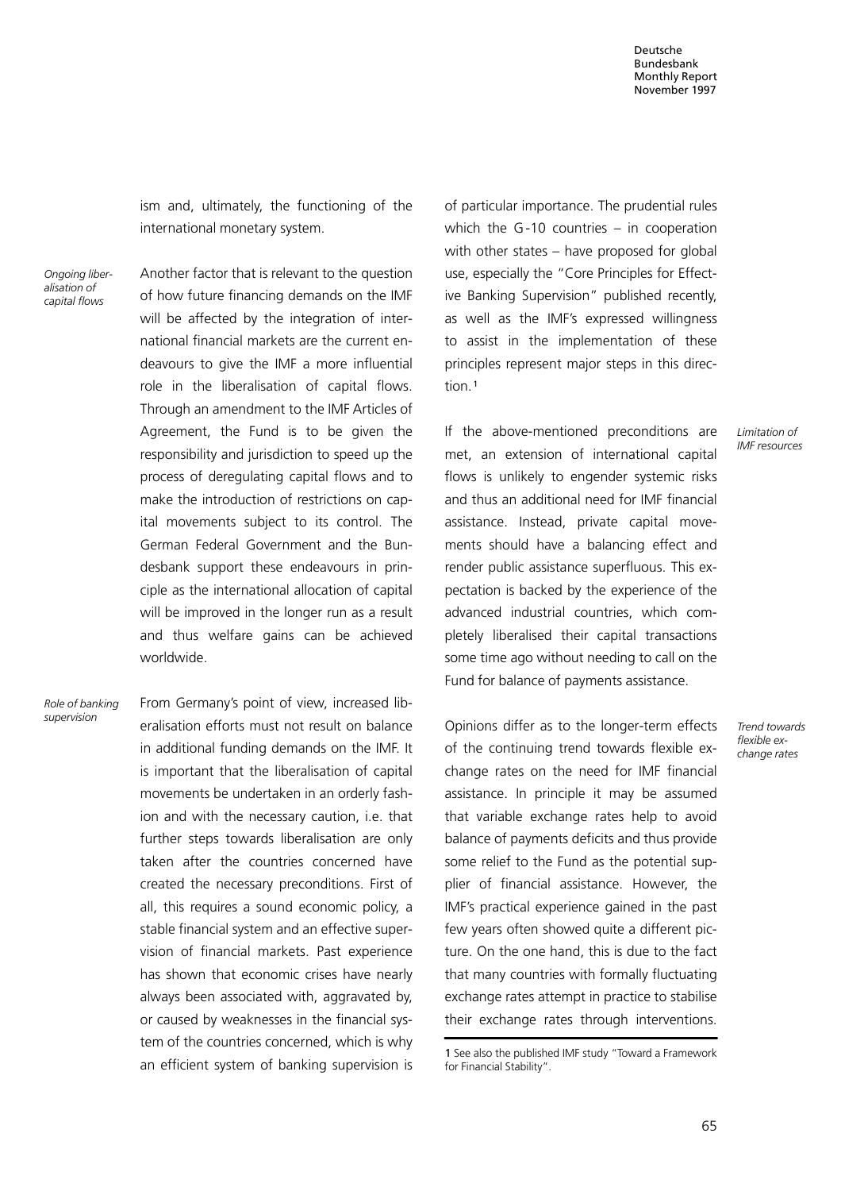ism and, ultimately, the functioning of the international monetary system.

*Ongoing liberalisation of capital flows*

Another factor that is relevant to the question of how future financing demands on the IMF will be affected by the integration of international financial markets are the current endeavours to give the IMF a more influential role in the liberalisation of capital flows. Through an amendment to the IMF Articles of Agreement, the Fund is to be given the responsibility and jurisdiction to speed up the process of deregulating capital flows and to make the introduction of restrictions on capital movements subject to its control. The German Federal Government and the Bundesbank support these endeavours in principle as the international allocation of capital will be improved in the longer run as a result and thus welfare gains can be achieved worldwide.

*Role of banking supervision*

From Germany's point of view, increased liberalisation efforts must not result on balance in additional funding demands on the IMF. It is important that the liberalisation of capital movements be undertaken in an orderly fashion and with the necessary caution, i.e. that further steps towards liberalisation are only taken after the countries concerned have created the necessary preconditions. First of all, this requires a sound economic policy, a stable financial system and an effective supervision of financial markets. Past experience has shown that economic crises have nearly always been associated with, aggravated by, or caused by weaknesses in the financial system of the countries concerned, which is why an efficient system of banking supervision is of particular importance. The prudential rules which the G-10 countries – in cooperation with other states – have proposed for global use, especially the "Core Principles for Effective Banking Supervision" published recently, as well as the IMF's expressed willingness to assist in the implementation of these principles represent major steps in this direction.[1]

*Limitation of IMF resources*

If the above-mentioned preconditions are met, an extension of international capital flows is unlikely to engender systemic risks and thus an additional need for IMF financial assistance. Instead, private capital movements should have a balancing effect and render public assistance superfluous. This expectation is backed by the experience of the advanced industrial countries, which completely liberalised their capital transactions some time ago without needing to call on the Fund for balance of payments assistance.

*Trend towards flexible exchange rates*

Opinions differ as to the longer-term effects of the continuing trend towards flexible exchange rates on the need for IMF financial assistance. In principle it may be assumed that variable exchange rates help to avoid balance of payments deficits and thus provide some relief to the Fund as the potential supplier of financial assistance. However, the IMF's practical experience gained in the past few years often showed quite a different picture. On the one hand, this is due to the fact that many countries with formally fluctuating exchange rates attempt in practice to stabilise their exchange rates through interventions.

1 See also the published IMF study "Toward a Framework for Financial Stability".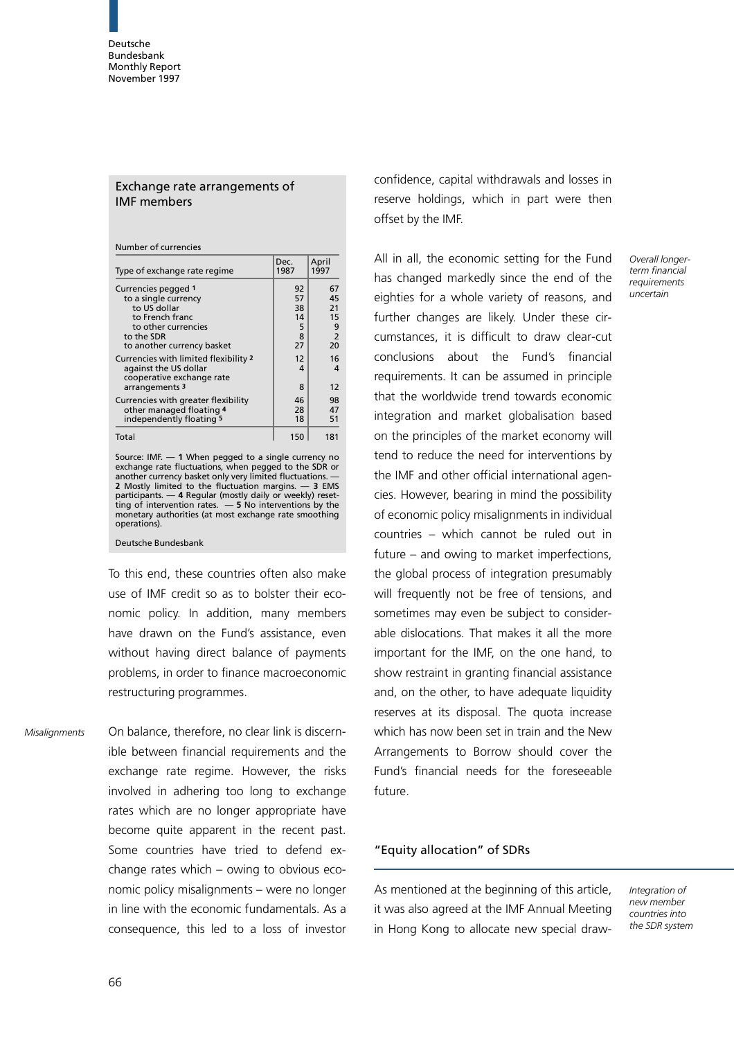### Exchange rate arrangements of IMF members

Number of currencies

| Type of exchange rate regime | Dec. 1987 | April 1997 |
|---|---|---|
| Currencies pegged 1 | 92 | 67 |
| to a single currency | 57 | 45 |
| to US dollar | 38 | 21 |
| to French franc | 14 | 15 |
| to other currencies | 5 | 9 |
| to the SDR | 8 | 2 |
| to another currency basket | 27 | 20 |
| Currencies with limited flexibility 2 | 12 | 16 |
| against the US dollar | 4 | 4 |
| cooperative exchange rate arrangements 3 | 8 | 12 |
| Currencies with greater flexibility | 46 | 98 |
| other managed floating 4 | 28 | 47 |
| independently floating 5 | 18 | 51 |
| Total | 150 | 181 |

Source: IMF. — **1** When pegged to a single currency no exchange rate fluctuations, when pegged to the SDR or another currency basket only very limited fluctuations. — **2** Mostly limited to the fluctuation margins. — **3** EMS participants. — **4** Regular (mostly daily or weekly) resetting of intervention rates. — **5** No interventions by the monetary authorities (at most exchange rate smoothing operations).

Deutsche Bundesbank

To this end, these countries often also make use of IMF credit so as to bolster their economic policy. In addition, many members have drawn on the Fund's assistance, even without having direct balance of payments problems, in order to finance macroeconomic restructuring programmes.

*Misalignments*

On balance, therefore, no clear link is discernible between financial requirements and the exchange rate regime. However, the risks involved in adhering too long to exchange rates which are no longer appropriate have become quite apparent in the recent past. Some countries have tried to defend exchange rates which – owing to obvious economic policy misalignments – were no longer in line with the economic fundamentals. As a consequence, this led to a loss of investor confidence, capital withdrawals and losses in reserve holdings, which in part were then offset by the IMF.

*Overall longer-term financial requirements uncertain*

All in all, the economic setting for the Fund has changed markedly since the end of the eighties for a whole variety of reasons, and further changes are likely. Under these circumstances, it is difficult to draw clear-cut conclusions about the Fund's financial requirements. It can be assumed in principle that the worldwide trend towards economic integration and market globalisation based on the principles of the market economy will tend to reduce the need for interventions by the IMF and other official international agencies. However, bearing in mind the possibility of economic policy misalignments in individual countries – which cannot be ruled out in future – and owing to market imperfections, the global process of integration presumably will frequently not be free of tensions, and sometimes may even be subject to considerable dislocations. That makes it all the more important for the IMF, on the one hand, to show restraint in granting financial assistance and, on the other, to have adequate liquidity reserves at its disposal. The quota increase which has now been set in train and the New Arrangements to Borrow should cover the Fund's financial needs for the foreseeable future.

## "Equity allocation" of SDRs

*Integration of new member countries into the SDR system*

As mentioned at the beginning of this article, it was also agreed at the IMF Annual Meeting in Hong Kong to allocate new special draw-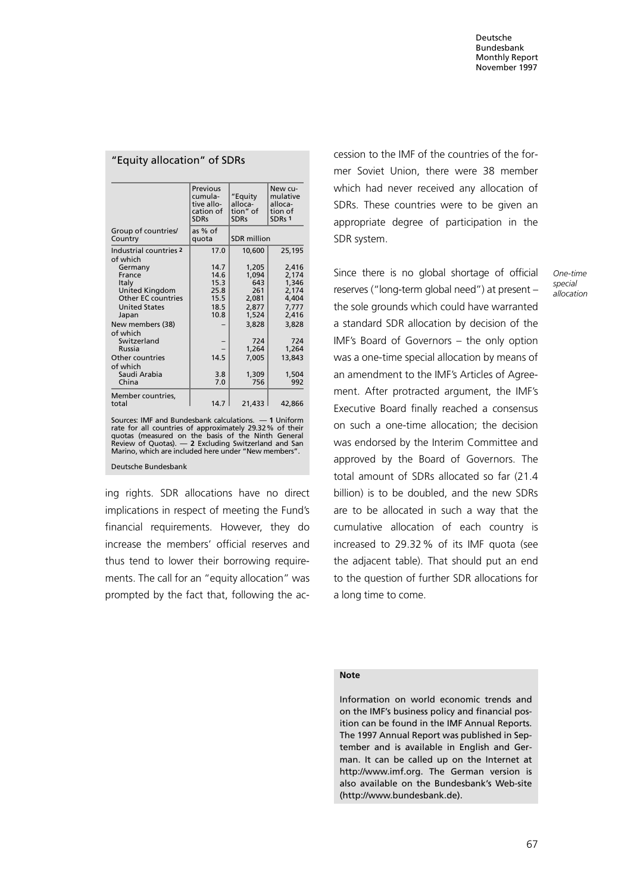## "Equity allocation" of SDRs

| Group of countries/ Country | Previous cumulative allocation of SDRs | "Equity allocation" of SDRs | New cumulative allocation of SDRs 1 |
|---|---|---|---|
| | as % of quota | SDR million | |
| Industrial countries 2 | 17.0 | 10,600 | 25,195 |
| of which | | | |
| Germany | 14.7 | 1,205 | 2,416 |
| France | 14.6 | 1,094 | 2,174 |
| Italy | 15.3 | 643 | 1,346 |
| United Kingdom | 25.8 | 261 | 2,174 |
| Other EC countries | 15.5 | 2,081 | 4,404 |
| United States | 18.5 | 2,877 | 7,777 |
| Japan | 10.8 | 1,524 | 2,416 |
| New members (38) | – | 3,828 | 3,828 |
| of which | | | |
| Switzerland | – | 724 | 724 |
| Russia | – | 1,264 | 1,264 |
| Other countries | 14.5 | 7,005 | 13,843 |
| of which | | | |
| Saudi Arabia | 3.8 | 1,309 | 1,504 |
| China | 7.0 | 756 | 992 |
| Member countries, total | 14.7 | 21,433 | 42,866 |

Sources: IMF and Bundesbank calculations. — 1 Uniform rate for all countries of approximately 29.32 % of their quotas (measured on the basis of the Ninth General Review of Quotas). — 2 Excluding Switzerland and San Marino, which are included here under "New members".

Deutsche Bundesbank

ing rights. SDR allocations have no direct implications in respect of meeting the Fund's financial requirements. However, they do increase the members' official reserves and thus tend to lower their borrowing requirements. The call for an "equity allocation" was prompted by the fact that, following the accession to the IMF of the countries of the former Soviet Union, there were 38 member which had never received any allocation of SDRs. These countries were to be given an appropriate degree of participation in the SDR system.

*One-time special allocation*

Since there is no global shortage of official reserves ("long-term global need") at present – the sole grounds which could have warranted a standard SDR allocation by decision of the IMF's Board of Governors – the only option was a one-time special allocation by means of an amendment to the IMF's Articles of Agreement. After protracted argument, the IMF's Executive Board finally reached a consensus on such a one-time allocation; the decision was endorsed by the Interim Committee and approved by the Board of Governors. The total amount of SDRs allocated so far (21.4 billion) is to be doubled, and the new SDRs are to be allocated in such a way that the cumulative allocation of each country is increased to 29.32 % of its IMF quota (see the adjacent table). That should put an end to the question of further SDR allocations for a long time to come.

**Note**

Information on world economic trends and on the IMF's business policy and financial position can be found in the IMF Annual Reports. The 1997 Annual Report was published in September and is available in English and German. It can be called up on the Internet at http://www.imf.org. The German version is also available on the Bundesbank's Web-site (http://www.bundesbank.de).